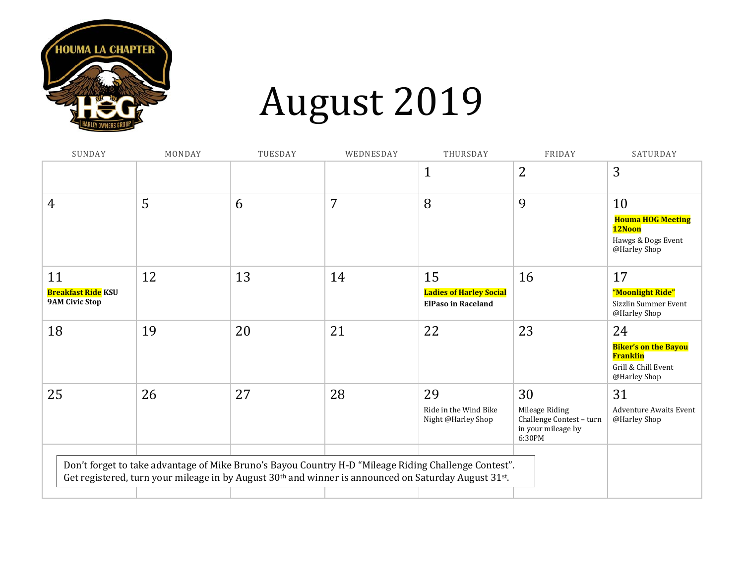HOUMA LA CHAPTER

# August 2019

| SUNDAY | MONDAY | TUESDAY | WEDNESDAY | THURSDAY | FRIDAY | SATURDAY |
|---|---|---|---|---|---|---|
| | | | | 1 | 2 | 3 |
| 4 | 5 | 6 | 7 | 8 | 9 | 10 **Houma HOG Meeting 12Noon** Hawgs & Dogs Event @Harley Shop |
| 11 **Breakfast Ride KSU 9AM Civic Stop** | 12 | 13 | 14 | 15 **Ladies of Harley Social ElPaso in Raceland** | 16 | 17 **"Moonlight Ride"** Sizzlin Summer Event @Harley Shop |
| 18 | 19 | 20 | 21 | 22 | 23 | 24 **Biker's on the Bayou Franklin** Grill & Chill Event @Harley Shop |
| 25 | 26 | 27 | 28 | 29 Ride in the Wind Bike Night @Harley Shop | 30 Mileage Riding Challenge Contest – turn in your mileage by 6:30PM | 31 Adventure Awaits Event @Harley Shop |

Don't forget to take advantage of Mike Bruno's Bayou Country H-D "Mileage Riding Challenge Contest". Get registered, turn your mileage in by August 30th and winner is announced on Saturday August 31st.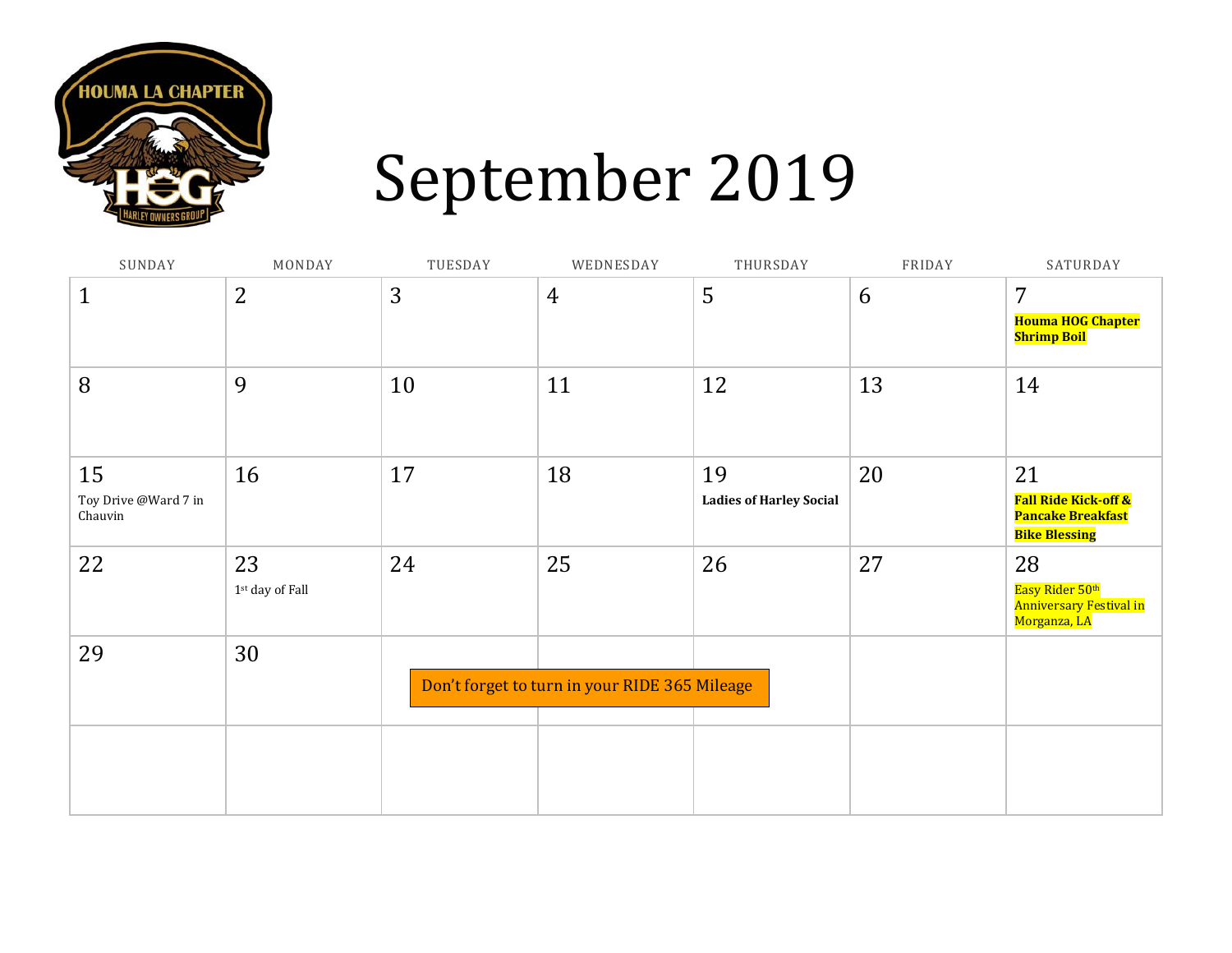HOUMA LA CHAPTER

HOG HARLEY OWNERS GROUP

# September 2019

| SUNDAY | MONDAY | TUESDAY | WEDNESDAY | THURSDAY | FRIDAY | SATURDAY |
|---|---|---|---|---|---|---|
| 1 | 2 | 3 | 4 | 5 | 6 | 7 **Houma HOG Chapter Shrimp Boil** |
| 8 | 9 | 10 | 11 | 12 | 13 | 14 |
| 15 Toy Drive @Ward 7 in Chauvin | 16 | 17 | 18 | 19 **Ladies of Harley Social** | 20 | 21 **Fall Ride Kick-off & Pancake Breakfast** **Bike Blessing** |
| 22 | 23 1st day of Fall | 24 | 25 | 26 | 27 | 28 Easy Rider 50th Anniversary Festival in Morganza, LA |
| 29 | 30 | | | | | |
| | | | | | | |

Don't forget to turn in your RIDE 365 Mileage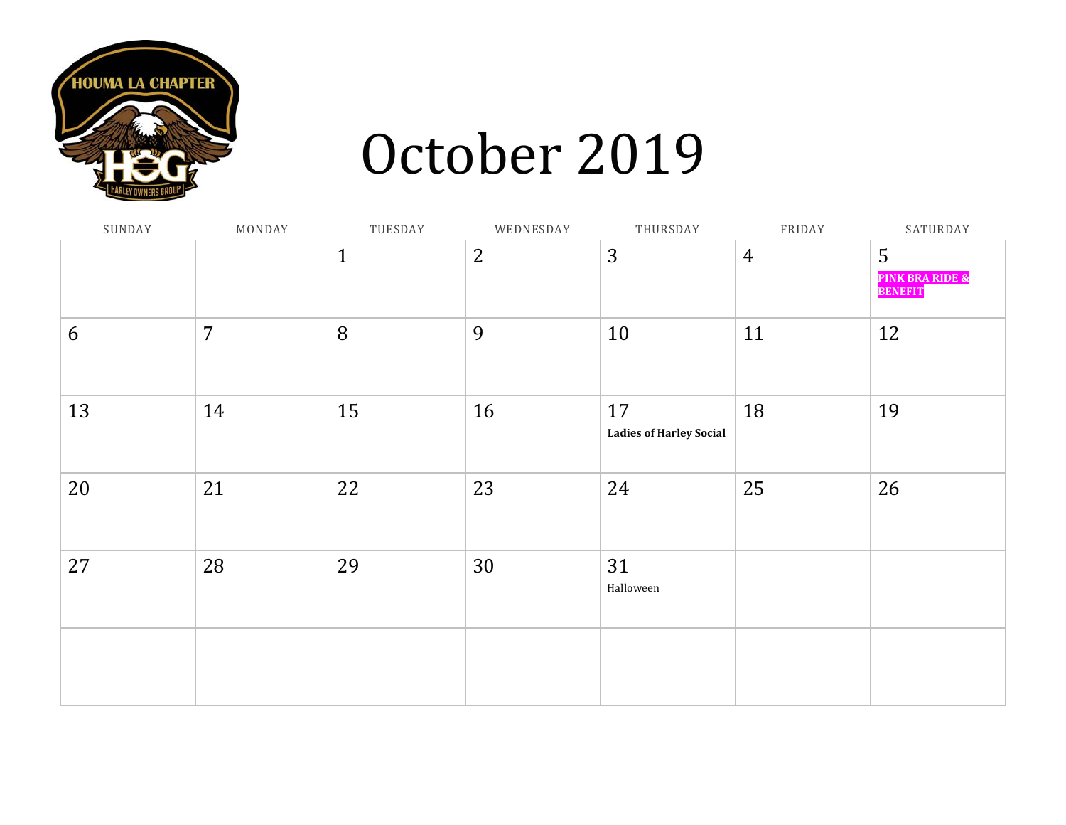HOUMA LA CHAPTER

# October 2019

| SUNDAY | MONDAY | TUESDAY | WEDNESDAY | THURSDAY | FRIDAY | SATURDAY |
|---|---|---|---|---|---|---|
| | | 1 | 2 | 3 | 4 | 5 **PINK BRA RIDE & BENEFIT** |
| 6 | 7 | 8 | 9 | 10 | 11 | 12 |
| 13 | 14 | 15 | 16 | 17 **Ladies of Harley Social** | 18 | 19 |
| 20 | 21 | 22 | 23 | 24 | 25 | 26 |
| 27 | 28 | 29 | 30 | 31 Halloween | | |
| | | | | | | |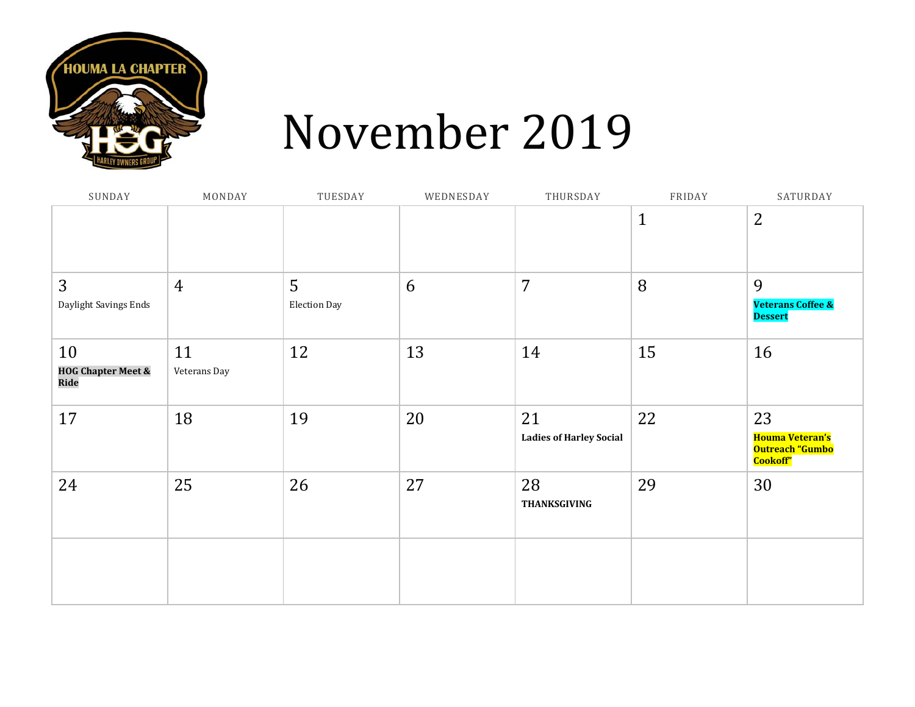HOUMA LA CHAPTER

HOG HARLEY OWNERS GROUP

# November 2019

| SUNDAY | MONDAY | TUESDAY | WEDNESDAY | THURSDAY | FRIDAY | SATURDAY |
|---|---|---|---|---|---|---|
| | | | | | 1 | 2 |
| 3 Daylight Savings Ends | 4 | 5 Election Day | 6 | 7 | 8 | 9 **Veterans Coffee & Dessert** |
| 10 **HOG Chapter Meet & Ride** | 11 Veterans Day | 12 | 13 | 14 | 15 | 16 |
| 17 | 18 | 19 | 20 | 21 **Ladies of Harley Social** | 22 | 23 **Houma Veteran's Outreach "Gumbo Cookoff"** |
| 24 | 25 | 26 | 27 | 28 **THANKSGIVING** | 29 | 30 |
| | | | | | | |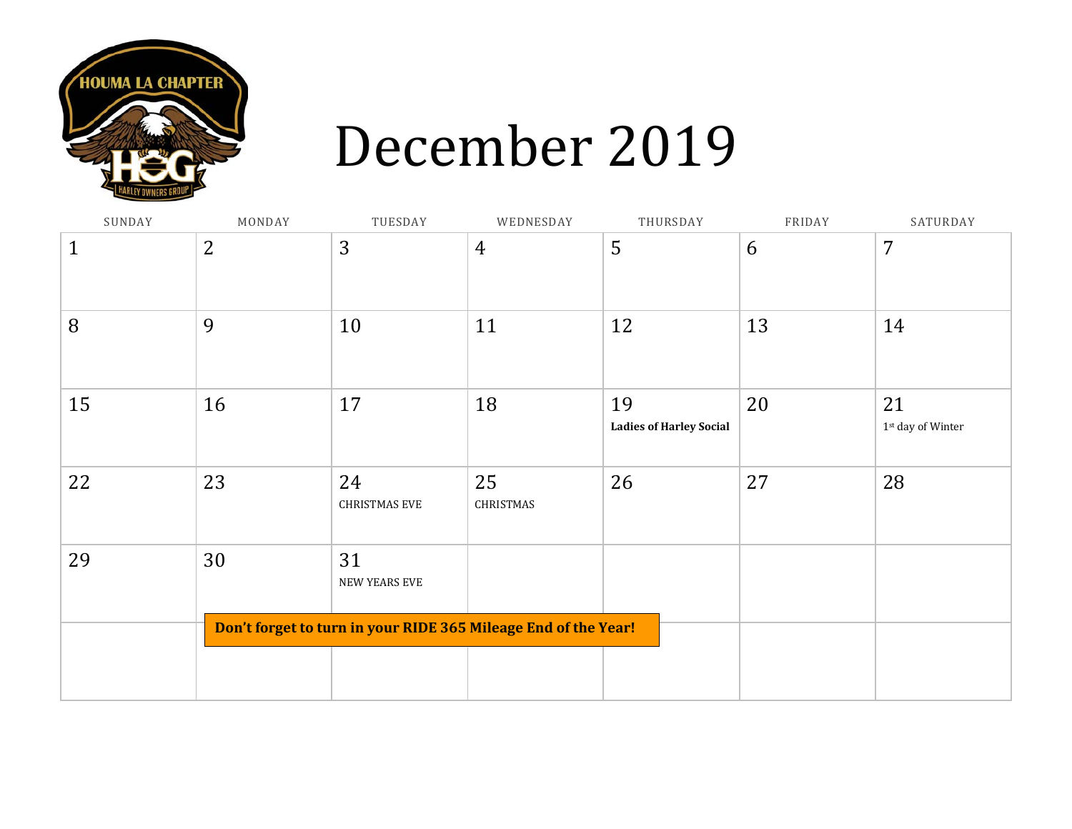HOUMA LA CHAPTER

HOG HARLEY OWNERS GROUP

# December 2019

| SUNDAY | MONDAY | TUESDAY | WEDNESDAY | THURSDAY | FRIDAY | SATURDAY |
|---|---|---|---|---|---|---|
| 1 | 2 | 3 | 4 | 5 | 6 | 7 |
| 8 | 9 | 10 | 11 | 12 | 13 | 14 |
| 15 | 16 | 17 | 18 | 19 **Ladies of Harley Social** | 20 | 21 1st day of Winter |
| 22 | 23 | 24 CHRISTMAS EVE | 25 CHRISTMAS | 26 | 27 | 28 |
| 29 | 30 | 31 NEW YEARS EVE | | | | |
| | | | | | | |

**Don't forget to turn in your RIDE 365 Mileage End of the Year!**